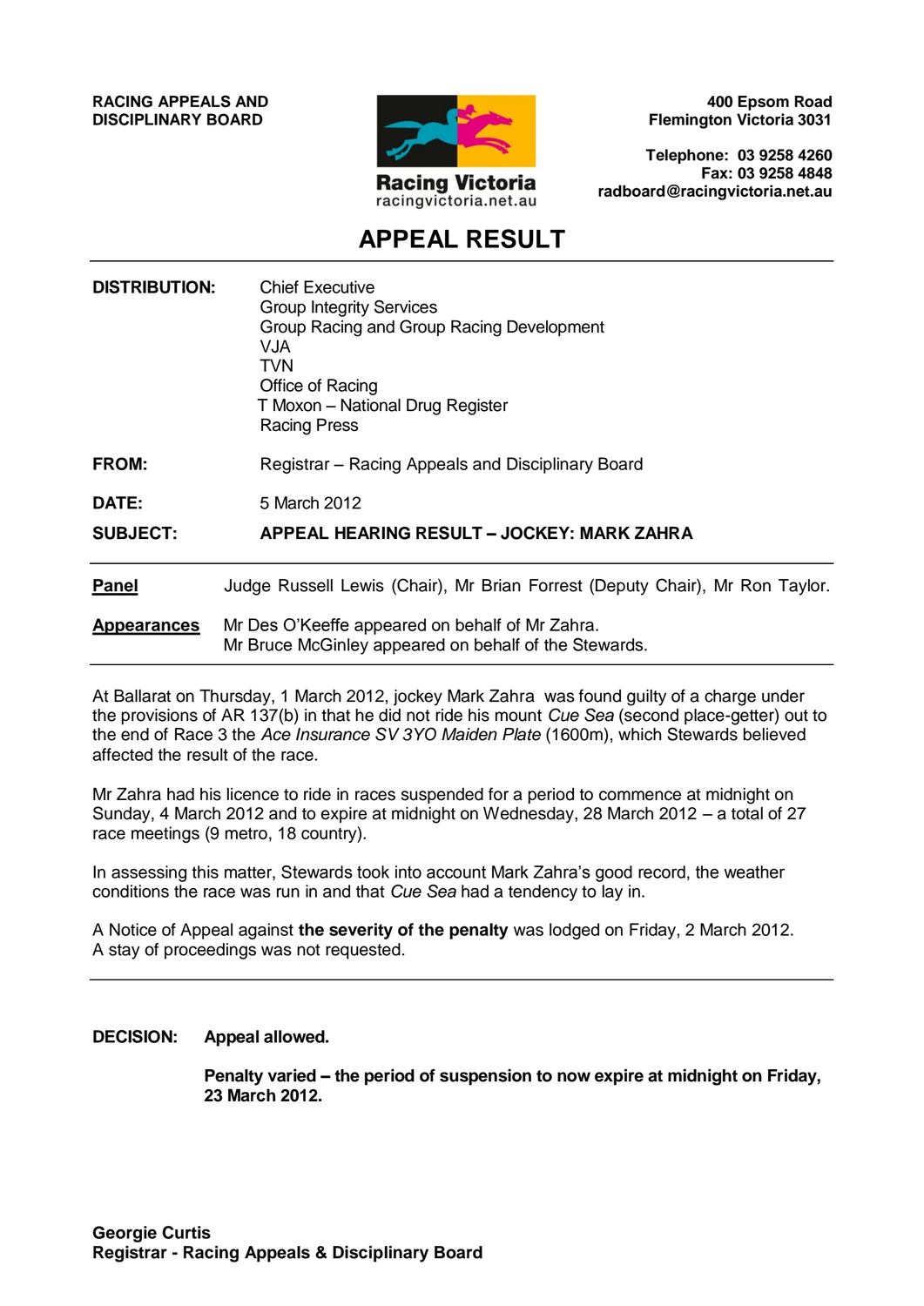**RACING APPEALS AND DISCIPLINARY BOARD**

Racing Victoria
racingvictoria.net.au

**400 Epsom Road**
**Flemington Victoria 3031**

**Telephone: 03 9258 4260**
**Fax: 03 9258 4848**
**radboard@racingvictoria.net.au**

# APPEAL RESULT

**DISTRIBUTION:** Chief Executive
Group Integrity Services
Group Racing and Group Racing Development
VJA
TVN
Office of Racing
T Moxon – National Drug Register
Racing Press

**FROM:** Registrar – Racing Appeals and Disciplinary Board

**DATE:** 5 March 2012

**SUBJECT:** **APPEAL HEARING RESULT – JOCKEY: MARK ZAHRA**

---

**Panel** Judge Russell Lewis (Chair), Mr Brian Forrest (Deputy Chair), Mr Ron Taylor.

**Appearances** Mr Des O'Keeffe appeared on behalf of Mr Zahra.
Mr Bruce McGinley appeared on behalf of the Stewards.

---

At Ballarat on Thursday, 1 March 2012, jockey Mark Zahra was found guilty of a charge under the provisions of AR 137(b) in that he did not ride his mount *Cue Sea* (second place-getter) out to the end of Race 3 the *Ace Insurance SV 3YO Maiden Plate* (1600m), which Stewards believed affected the result of the race.

Mr Zahra had his licence to ride in races suspended for a period to commence at midnight on Sunday, 4 March 2012 and to expire at midnight on Wednesday, 28 March 2012 – a total of 27 race meetings (9 metro, 18 country).

In assessing this matter, Stewards took into account Mark Zahra's good record, the weather conditions the race was run in and that *Cue Sea* had a tendency to lay in.

A Notice of Appeal against **the severity of the penalty** was lodged on Friday, 2 March 2012. A stay of proceedings was not requested.

---

**DECISION:** **Appeal allowed.**

**Penalty varied – the period of suspension to now expire at midnight on Friday, 23 March 2012.**

**Georgie Curtis**
**Registrar - Racing Appeals & Disciplinary Board**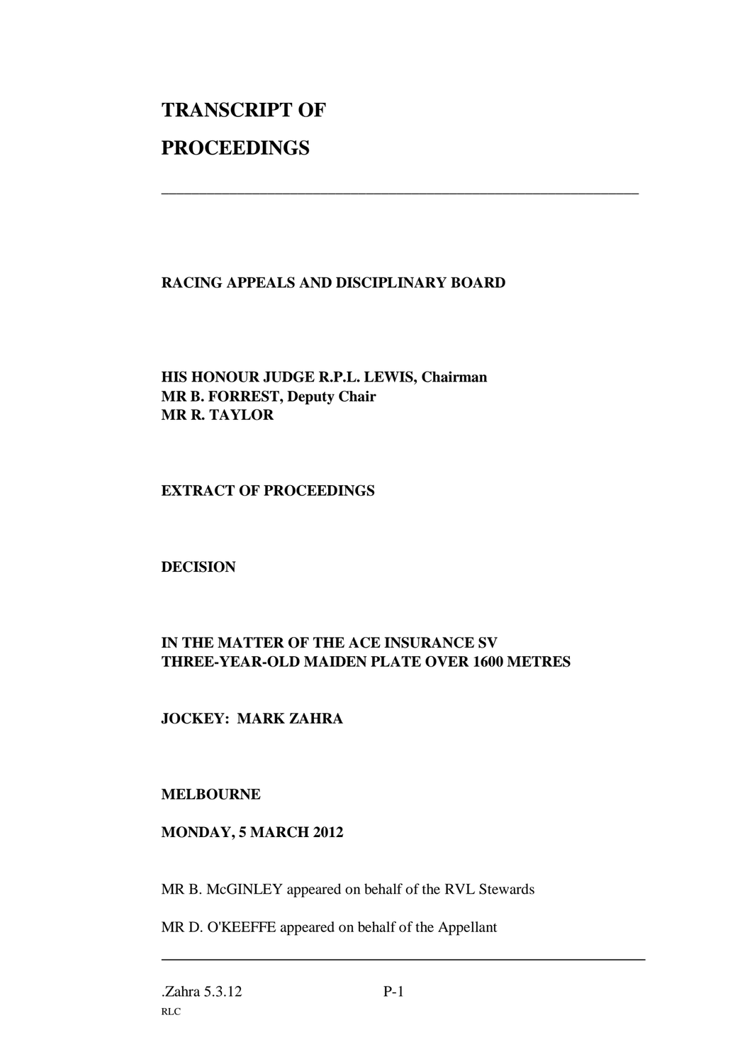# TRANSCRIPT OF PROCEEDINGS

---

**RACING APPEALS AND DISCIPLINARY BOARD**

**HIS HONOUR JUDGE R.P.L. LEWIS, Chairman**
**MR B. FORREST, Deputy Chair**
**MR R. TAYLOR**

**EXTRACT OF PROCEEDINGS**

**DECISION**

**IN THE MATTER OF THE ACE INSURANCE SV THREE-YEAR-OLD MAIDEN PLATE OVER 1600 METRES**

**JOCKEY: MARK ZAHRA**

**MELBOURNE**

**MONDAY, 5 MARCH 2012**

MR B. McGINLEY appeared on behalf of the RVL Stewards

MR D. O'KEEFFE appeared on behalf of the Appellant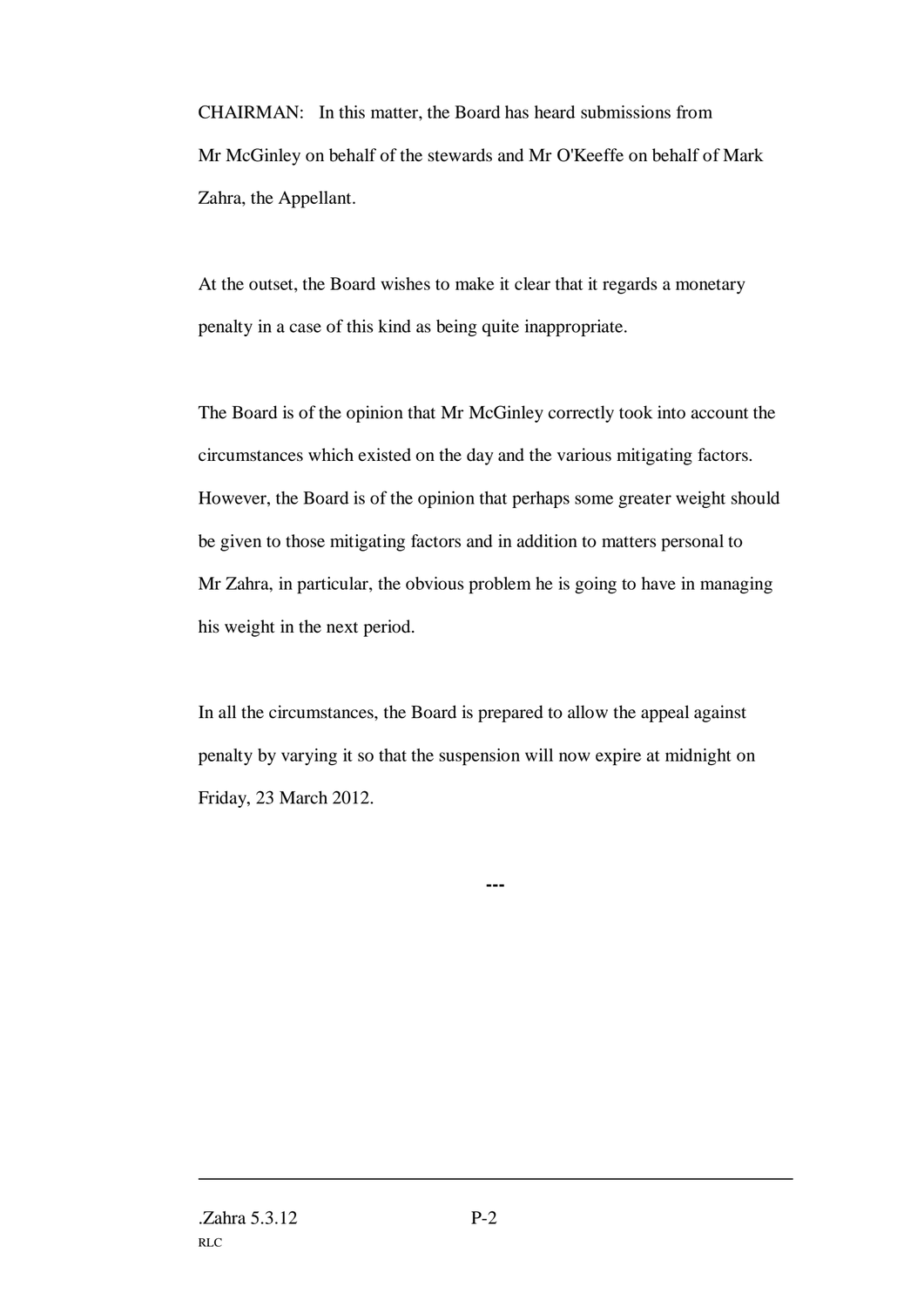CHAIRMAN: In this matter, the Board has heard submissions from Mr McGinley on behalf of the stewards and Mr O'Keeffe on behalf of Mark Zahra, the Appellant.

At the outset, the Board wishes to make it clear that it regards a monetary penalty in a case of this kind as being quite inappropriate.

The Board is of the opinion that Mr McGinley correctly took into account the circumstances which existed on the day and the various mitigating factors. However, the Board is of the opinion that perhaps some greater weight should be given to those mitigating factors and in addition to matters personal to Mr Zahra, in particular, the obvious problem he is going to have in managing his weight in the next period.

In all the circumstances, the Board is prepared to allow the appeal against penalty by varying it so that the suspension will now expire at midnight on Friday, 23 March 2012.

---